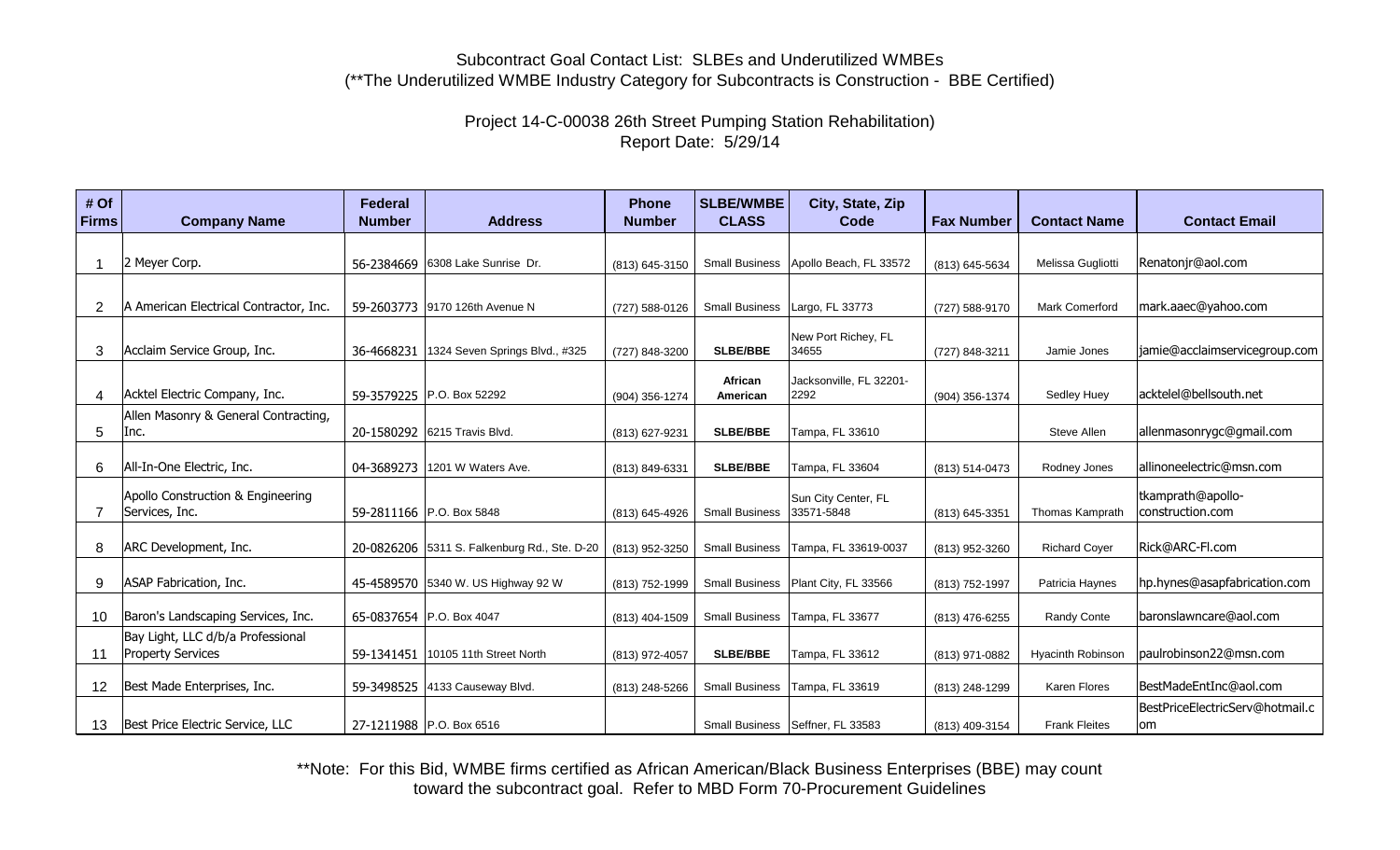Subcontract Goal Contact List: SLBEs and Underutilized WMBEs
(**The Underutilized WMBE Industry Category for Subcontracts is Construction - BBE Certified)

Project 14-C-00038 26th Street Pumping Station Rehabilitation)
Report Date: 5/29/14

| # Of Firms | Company Name | Federal Number | Address | Phone Number | SLBE/WMBE CLASS | City, State, Zip Code | Fax Number | Contact Name | Contact Email |
|---|---|---|---|---|---|---|---|---|---|
| 1 | 2 Meyer Corp. | 56-2384669 | 6308 Lake Sunrise Dr. | (813) 645-3150 | Small Business | Apollo Beach, FL 33572 | (813) 645-5634 | Melissa Gugliotti | Renatonjr@aol.com |
| 2 | A American Electrical Contractor, Inc. | 59-2603773 | 9170 126th Avenue N | (727) 588-0126 | Small Business | Largo, FL 33773 | (727) 588-9170 | Mark Comerford | mark.aaec@yahoo.com |
| 3 | Acclaim Service Group, Inc. | 36-4668231 | 1324 Seven Springs Blvd., #325 | (727) 848-3200 | SLBE/BBE | New Port Richey, FL 34655 | (727) 848-3211 | Jamie Jones | jamie@acclaimservicegroup.com |
| 4 | Acktel Electric Company, Inc. | 59-3579225 | P.O. Box 52292 | (904) 356-1274 | African American | Jacksonville, FL 32201-2292 | (904) 356-1374 | Sedley Huey | acktelel@bellsouth.net |
| 5 | Allen Masonry & General Contracting, Inc. | 20-1580292 | 6215 Travis Blvd. | (813) 627-9231 | SLBE/BBE | Tampa, FL 33610 | | Steve Allen | allenmasonrygc@gmail.com |
| 6 | All-In-One Electric, Inc. | 04-3689273 | 1201 W Waters Ave. | (813) 849-6331 | SLBE/BBE | Tampa, FL 33604 | (813) 514-0473 | Rodney Jones | allinoneelectric@msn.com |
| 7 | Apollo Construction & Engineering Services, Inc. | 59-2811166 | P.O. Box 5848 | (813) 645-4926 | Small Business | Sun City Center, FL 33571-5848 | (813) 645-3351 | Thomas Kamprath | tkamprath@apollo-construction.com |
| 8 | ARC Development, Inc. | 20-0826206 | 5311 S. Falkenburg Rd., Ste. D-20 | (813) 952-3250 | Small Business | Tampa, FL 33619-0037 | (813) 952-3260 | Richard Coyer | Rick@ARC-Fl.com |
| 9 | ASAP Fabrication, Inc. | 45-4589570 | 5340 W. US Highway 92 W | (813) 752-1999 | Small Business | Plant City, FL 33566 | (813) 752-1997 | Patricia Haynes | hp.hynes@asapfabrication.com |
| 10 | Baron's Landscaping Services, Inc. | 65-0837654 | P.O. Box 4047 | (813) 404-1509 | Small Business | Tampa, FL 33677 | (813) 476-6255 | Randy Conte | baronslawncare@aol.com |
| 11 | Bay Light, LLC d/b/a Professional Property Services | 59-1341451 | 10105 11th Street North | (813) 972-4057 | SLBE/BBE | Tampa, FL 33612 | (813) 971-0882 | Hyacinth Robinson | paulrobinson22@msn.com |
| 12 | Best Made Enterprises, Inc. | 59-3498525 | 4133 Causeway Blvd. | (813) 248-5266 | Small Business | Tampa, FL 33619 | (813) 248-1299 | Karen Flores | BestMadeEntInc@aol.com |
| 13 | Best Price Electric Service, LLC | 27-1211988 | P.O. Box 6516 | | Small Business | Seffner, FL 33583 | (813) 409-3154 | Frank Fleites | BestPriceElectricServ@hotmail.com |

**Note: For this Bid, WMBE firms certified as African American/Black Business Enterprises (BBE) may count toward the subcontract goal. Refer to MBD Form 70-Procurement Guidelines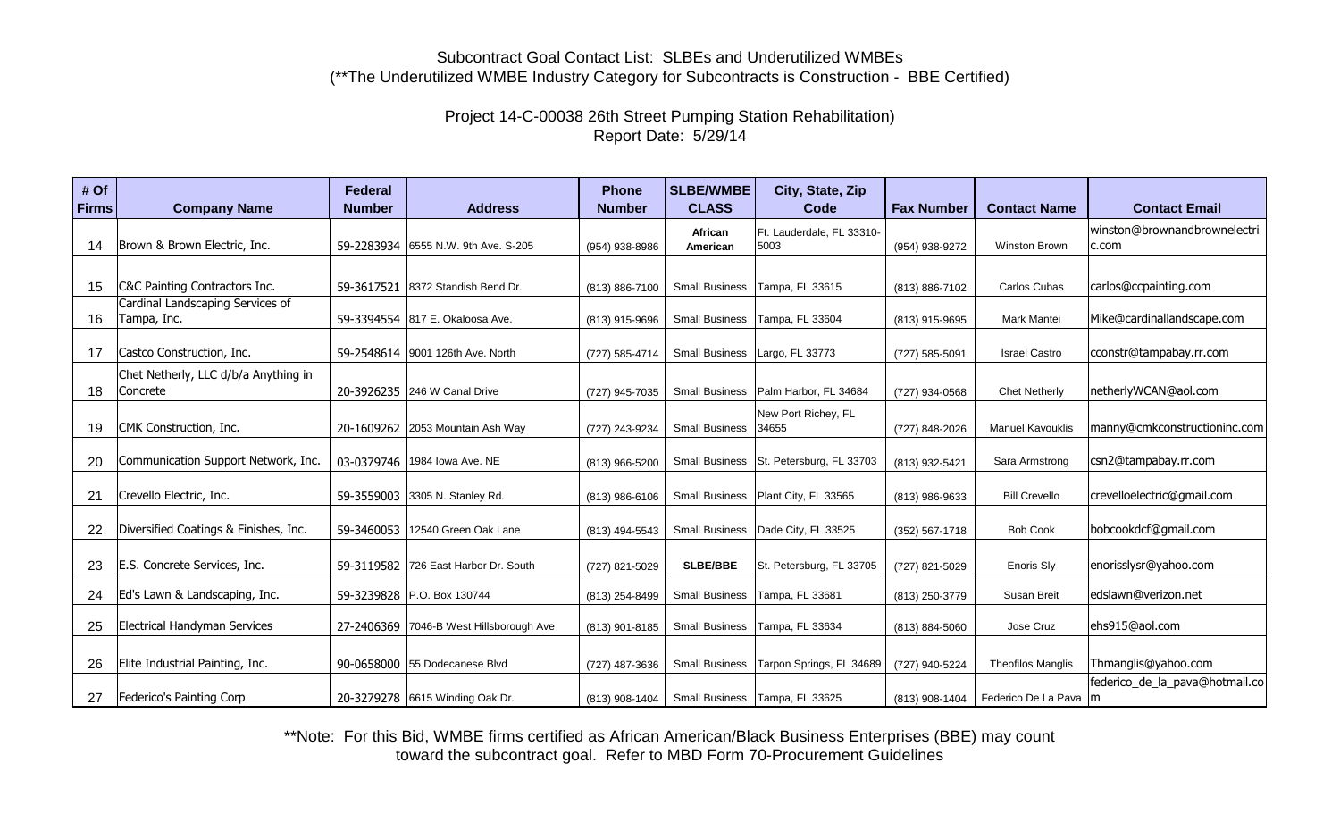Subcontract Goal Contact List: SLBEs and Underutilized WMBEs
(**The Underutilized WMBE Industry Category for Subcontracts is Construction - BBE Certified)

Project 14-C-00038 26th Street Pumping Station Rehabilitation)
Report Date: 5/29/14

| # Of Firms | Company Name | Federal Number | Address | Phone Number | SLBE/WMBE CLASS | City, State, Zip Code | Fax Number | Contact Name | Contact Email |
|---|---|---|---|---|---|---|---|---|---|
| 14 | Brown & Brown Electric, Inc. | 59-2283934 | 6555 N.W. 9th Ave. S-205 | (954) 938-8986 | **African American** | Ft. Lauderdale, FL 33310-5003 | (954) 938-9272 | Winston Brown | winston@brownandbrownelectric.com |
| 15 | C&C Painting Contractors Inc. | 59-3617521 | 8372 Standish Bend Dr. | (813) 886-7100 | Small Business | Tampa, FL 33615 | (813) 886-7102 | Carlos Cubas | carlos@ccpainting.com |
| 16 | Cardinal Landscaping Services of Tampa, Inc. | 59-3394554 | 817 E. Okaloosa Ave. | (813) 915-9696 | Small Business | Tampa, FL 33604 | (813) 915-9695 | Mark Mantei | Mike@cardinallandscape.com |
| 17 | Castco Construction, Inc. | 59-2548614 | 9001 126th Ave. North | (727) 585-4714 | Small Business | Largo, FL 33773 | (727) 585-5091 | Israel Castro | cconstr@tampabay.rr.com |
| 18 | Chet Netherly, LLC d/b/a Anything in Concrete | 20-3926235 | 246 W Canal Drive | (727) 945-7035 | Small Business | Palm Harbor, FL 34684 | (727) 934-0568 | Chet Netherly | netherlyWCAN@aol.com |
| 19 | CMK Construction, Inc. | 20-1609262 | 2053 Mountain Ash Way | (727) 243-9234 | Small Business | New Port Richey, FL 34655 | (727) 848-2026 | Manuel Kavouklis | manny@cmkconstructioninc.com |
| 20 | Communication Support Network, Inc. | 03-0379746 | 1984 Iowa Ave. NE | (813) 966-5200 | Small Business | St. Petersburg, FL 33703 | (813) 932-5421 | Sara Armstrong | csn2@tampabay.rr.com |
| 21 | Crevello Electric, Inc. | 59-3559003 | 3305 N. Stanley Rd. | (813) 986-6106 | Small Business | Plant City, FL 33565 | (813) 986-9633 | Bill Crevello | crevelloelectric@gmail.com |
| 22 | Diversified Coatings & Finishes, Inc. | 59-3460053 | 12540 Green Oak Lane | (813) 494-5543 | Small Business | Dade City, FL 33525 | (352) 567-1718 | Bob Cook | bobcookdcf@gmail.com |
| 23 | E.S. Concrete Services, Inc. | 59-3119582 | 726 East Harbor Dr. South | (727) 821-5029 | **SLBE/BBE** | St. Petersburg, FL 33705 | (727) 821-5029 | Enoris Sly | enorisslysr@yahoo.com |
| 24 | Ed's Lawn & Landscaping, Inc. | 59-3239828 | P.O. Box 130744 | (813) 254-8499 | Small Business | Tampa, FL 33681 | (813) 250-3779 | Susan Breit | edslawn@verizon.net |
| 25 | Electrical Handyman Services | 27-2406369 | 7046-B West Hillsborough Ave | (813) 901-8185 | Small Business | Tampa, FL 33634 | (813) 884-5060 | Jose Cruz | ehs915@aol.com |
| 26 | Elite Industrial Painting, Inc. | 90-0658000 | 55 Dodecanese Blvd | (727) 487-3636 | Small Business | Tarpon Springs, FL 34689 | (727) 940-5224 | Theofilos Manglis | Thmanglis@yahoo.com |
| 27 | Federico's Painting Corp | 20-3279278 | 6615 Winding Oak Dr. | (813) 908-1404 | Small Business | Tampa, FL 33625 | (813) 908-1404 | Federico De La Pava | federico_de_la_pava@hotmail.com |

**Note: For this Bid, WMBE firms certified as African American/Black Business Enterprises (BBE) may count toward the subcontract goal. Refer to MBD Form 70-Procurement Guidelines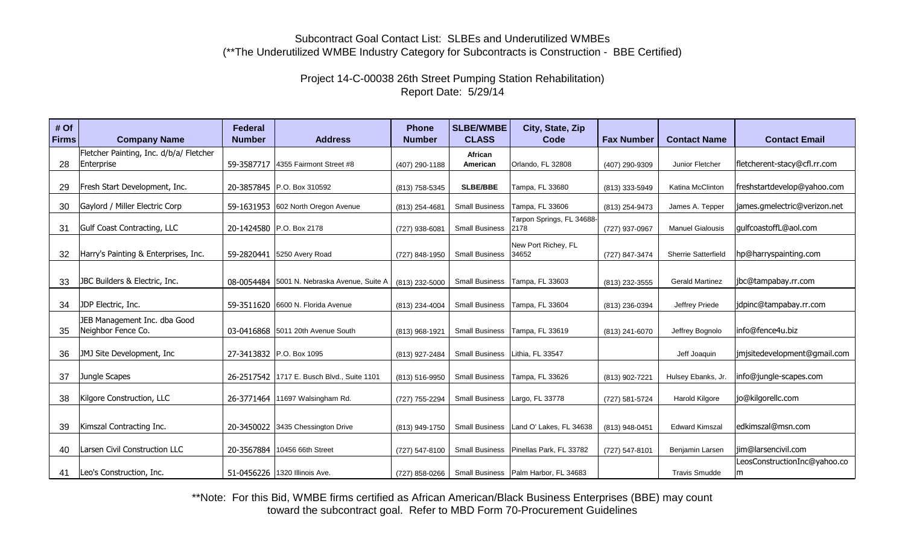Subcontract Goal Contact List: SLBEs and Underutilized WMBEs
(**The Underutilized WMBE Industry Category for Subcontracts is Construction - BBE Certified)

Project 14-C-00038 26th Street Pumping Station Rehabilitation)
Report Date: 5/29/14

| # Of Firms | Company Name | Federal Number | Address | Phone Number | SLBE/WMBE CLASS | City, State, Zip Code | Fax Number | Contact Name | Contact Email |
|---|---|---|---|---|---|---|---|---|---|
| 28 | Fletcher Painting, Inc. d/b/a/ Fletcher Enterprise | 59-3587717 | 4355 Fairmont Street #8 | (407) 290-1188 | **African American** | Orlando, FL 32808 | (407) 290-9309 | Junior Fletcher | fletcherent-stacy@cfl.rr.com |
| 29 | Fresh Start Development, Inc. | 20-3857845 | P.O. Box 310592 | (813) 758-5345 | **SLBE/BBE** | Tampa, FL 33680 | (813) 333-5949 | Katina McClinton | freshstartdevelop@yahoo.com |
| 30 | Gaylord / Miller Electric Corp | 59-1631953 | 602 North Oregon Avenue | (813) 254-4681 | Small Business | Tampa, FL 33606 | (813) 254-9473 | James A. Tepper | james.gmelectric@verizon.net |
| 31 | Gulf Coast Contracting, LLC | 20-1424580 | P.O. Box 2178 | (727) 938-6081 | Small Business | Tarpon Springs, FL 34688-2178 | (727) 937-0967 | Manuel Gialousis | gulfcoastoffL@aol.com |
| 32 | Harry's Painting & Enterprises, Inc. | 59-2820441 | 5250 Avery Road | (727) 848-1950 | Small Business | New Port Richey, FL 34652 | (727) 847-3474 | Sherrie Satterfield | hp@harryspainting.com |
| 33 | JBC Builders & Electric, Inc. | 08-0054484 | 5001 N. Nebraska Avenue, Suite A | (813) 232-5000 | Small Business | Tampa, FL 33603 | (813) 232-3555 | Gerald Martinez | jbc@tampabay.rr.com |
| 34 | JDP Electric, Inc. | 59-3511620 | 6600 N. Florida Avenue | (813) 234-4004 | Small Business | Tampa, FL 33604 | (813) 236-0394 | Jeffrey Priede | jdpinc@tampabay.rr.com |
| 35 | JEB Management Inc. dba Good Neighbor Fence Co. | 03-0416868 | 5011 20th Avenue South | (813) 968-1921 | Small Business | Tampa, FL 33619 | (813) 241-6070 | Jeffrey Bognolo | info@fence4u.biz |
| 36 | JMJ Site Development, Inc | 27-3413832 | P.O. Box 1095 | (813) 927-2484 | Small Business | Lithia, FL 33547 | | Jeff Joaquin | jmjsitedevelopment@gmail.com |
| 37 | Jungle Scapes | 26-2517542 | 1717 E. Busch Blvd., Suite 1101 | (813) 516-9950 | Small Business | Tampa, FL 33626 | (813) 902-7221 | Hulsey Ebanks, Jr. | info@jungle-scapes.com |
| 38 | Kilgore Construction, LLC | 26-3771464 | 11697 Walsingham Rd. | (727) 755-2294 | Small Business | Largo, FL 33778 | (727) 581-5724 | Harold Kilgore | jo@kilgorellc.com |
| 39 | Kimszal Contracting Inc. | 20-3450022 | 3435 Chessington Drive | (813) 949-1750 | Small Business | Land O' Lakes, FL 34638 | (813) 948-0451 | Edward Kimszal | edkimszal@msn.com |
| 40 | Larsen Civil Construction LLC | 20-3567884 | 10456 66th Street | (727) 547-8100 | Small Business | Pinellas Park, FL 33782 | (727) 547-8101 | Benjamin Larsen | jim@larsencivil.com |
| 41 | Leo's Construction, Inc. | 51-0456226 | 1320 Illinois Ave. | (727) 858-0266 | Small Business | Palm Harbor, FL 34683 | | Travis Smudde | LeosConstructionInc@yahoo.com |

**Note: For this Bid, WMBE firms certified as African American/Black Business Enterprises (BBE) may count toward the subcontract goal. Refer to MBD Form 70-Procurement Guidelines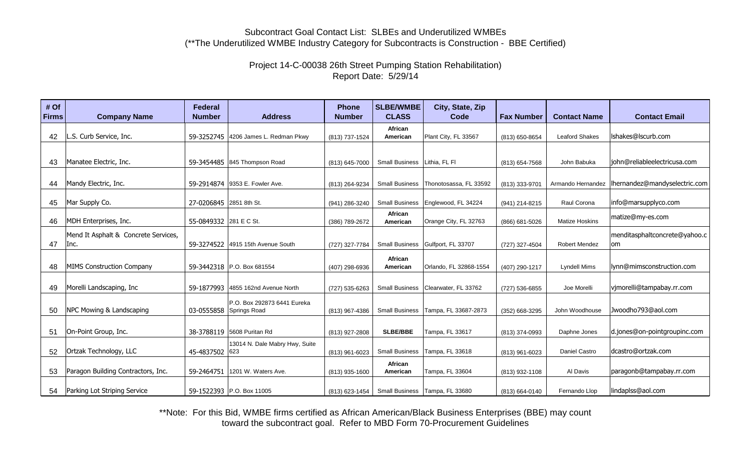Subcontract Goal Contact List: SLBEs and Underutilized WMBEs
(**The Underutilized WMBE Industry Category for Subcontracts is Construction - BBE Certified)

Project 14-C-00038 26th Street Pumping Station Rehabilitation)
Report Date: 5/29/14

| # Of Firms | Company Name | Federal Number | Address | Phone Number | SLBE/WMBE CLASS | City, State, Zip Code | Fax Number | Contact Name | Contact Email |
|---|---|---|---|---|---|---|---|---|---|
| 42 | L.S. Curb Service, Inc. | 59-3252745 | 4206 James L. Redman Pkwy | (813) 737-1524 | African American | Plant City, FL 33567 | (813) 650-8654 | Leaford Shakes | lshakes@lscurb.com |
| 43 | Manatee Electric, Inc. | 59-3454485 | 845 Thompson Road | (813) 645-7000 | Small Business | Lithia, FL Fl | (813) 654-7568 | John Babuka | john@reliableelectricusa.com |
| 44 | Mandy Electric, Inc. | 59-2914874 | 9353 E. Fowler Ave. | (813) 264-9234 | Small Business | Thonotosassa, FL 33592 | (813) 333-9701 | Armando Hernandez | lhernandez@mandyselectric.com |
| 45 | Mar Supply Co. | 27-0206845 | 2851 8th St. | (941) 286-3240 | Small Business | Englewood, FL 34224 | (941) 214-8215 | Raul Corona | info@marsupplyco.com |
| 46 | MDH Enterprises, Inc. | 55-0849332 | 281 E C St. | (386) 789-2672 | African American | Orange City, FL 32763 | (866) 681-5026 | Matize Hoskins | matize@my-es.com |
| 47 | Mend It Asphalt & Concrete Services, Inc. | 59-3274522 | 4915 15th Avenue South | (727) 327-7784 | Small Business | Gulfport, FL 33707 | (727) 327-4504 | Robert Mendez | menditasphaltconcrete@yahoo.com |
| 48 | MIMS Construction Company | 59-3442318 | P.O. Box 681554 | (407) 298-6936 | African American | Orlando, FL 32868-1554 | (407) 290-1217 | Lyndell Mims | lynn@mimsconstruction.com |
| 49 | Morelli Landscaping, Inc | 59-1877993 | 4855 162nd Avenue North | (727) 535-6263 | Small Business | Clearwater, FL 33762 | (727) 536-6855 | Joe Morelli | vjmorelli@tampabay.rr.com |
| 50 | NPC Mowing & Landscaping | 03-0555858 | P.O. Box 292873 6441 Eureka Springs Road | (813) 967-4386 | Small Business | Tampa, FL 33687-2873 | (352) 668-3295 | John Woodhouse | Jwoodho793@aol.com |
| 51 | On-Point Group, Inc. | 38-3788119 | 5608 Puritan Rd | (813) 927-2808 | SLBE/BBE | Tampa, FL 33617 | (813) 374-0993 | Daphne Jones | d.jones@on-pointgroupinc.com |
| 52 | Ortzak Technology, LLC | 45-4837502 | 13014 N. Dale Mabry Hwy, Suite 623 | (813) 961-6023 | Small Business | Tampa, FL 33618 | (813) 961-6023 | Daniel Castro | dcastro@ortzak.com |
| 53 | Paragon Building Contractors, Inc. | 59-2464751 | 1201 W. Waters Ave. | (813) 935-1600 | African American | Tampa, FL 33604 | (813) 932-1108 | Al Davis | paragonb@tampabay.rr.com |
| 54 | Parking Lot Striping Service | 59-1522393 | P.O. Box 11005 | (813) 623-1454 | Small Business | Tampa, FL 33680 | (813) 664-0140 | Fernando Llop | lindaplss@aol.com |

**Note: For this Bid, WMBE firms certified as African American/Black Business Enterprises (BBE) may count toward the subcontract goal. Refer to MBD Form 70-Procurement Guidelines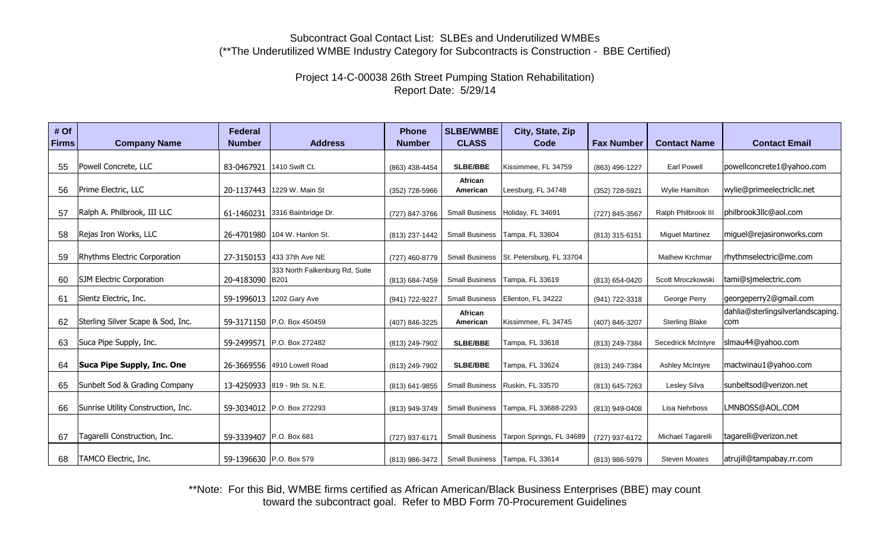Subcontract Goal Contact List: SLBEs and Underutilized WMBEs
(**The Underutilized WMBE Industry Category for Subcontracts is Construction - BBE Certified)

Project 14-C-00038 26th Street Pumping Station Rehabilitation)
Report Date: 5/29/14

| # Of Firms | Company Name | Federal Number | Address | Phone Number | SLBE/WMBE CLASS | City, State, Zip Code | Fax Number | Contact Name | Contact Email |
|---|---|---|---|---|---|---|---|---|---|
| 55 | Powell Concrete, LLC | 83-0467921 | 1410 Swift Ct. | (863) 438-4454 | SLBE/BBE | Kissimmee, FL 34759 | (863) 496-1227 | Earl Powell | powellconcrete1@yahoo.com |
| 56 | Prime Electric, LLC | 20-1137443 | 1229 W. Main St | (352) 728-5966 | African American | Leesburg, FL 34748 | (352) 728-5921 | Wylie Hamilton | wylie@primeelectricllc.net |
| 57 | Ralph A. Philbrook, III LLC | 61-1460231 | 3316 Bainbridge Dr. | (727) 847-3766 | Small Business | Holiday, FL 34691 | (727) 845-3567 | Ralph Philbrook III | philbrook3llc@aol.com |
| 58 | Rejas Iron Works, LLC | 26-4701980 | 104 W. Hanlon St. | (813) 237-1442 | Small Business | Tampa, FL 33604 | (813) 315-6151 | Miguel Martinez | miguel@rejasironworks.com |
| 59 | Rhythms Electric Corporation | 27-3150153 | 433 37th Ave NE | (727) 460-8779 | Small Business | St. Petersburg, FL 33704 | | Mathew Krchmar | rhythmselectric@me.com |
| 60 | SJM Electric Corporation | 20-4183090 | 333 North Falkenburg Rd, Suite B201 | (813) 684-7459 | Small Business | Tampa, FL 33619 | (813) 654-0420 | Scott Mroczkowski | tami@sjmelectric.com |
| 61 | Slentz Electric, Inc. | 59-1996013 | 1202 Gary Ave | (941) 722-9227 | Small Business | Ellenton, FL 34222 | (941) 722-3318 | George Perry | georgeperry2@gmail.com |
| 62 | Sterling Silver Scape & Sod, Inc. | 59-3171150 | P.O. Box 450459 | (407) 846-3225 | African American | Kissimmee, FL 34745 | (407) 846-3207 | Sterling Blake | dahlia@sterlingsilverlandscaping.com |
| 63 | Suca Pipe Supply, Inc. | 59-2499571 | P.O. Box 272482 | (813) 249-7902 | SLBE/BBE | Tampa, FL 33618 | (813) 249-7384 | Secedrick McIntyre | slmau44@yahoo.com |
| 64 | **Suca Pipe Supply, Inc. One** | 26-3669556 | 4910 Lowell Road | (813) 249-7902 | SLBE/BBE | Tampa, FL 33624 | (813) 249-7384 | Ashley McIntyre | mactwinau1@yahoo.com |
| 65 | Sunbelt Sod & Grading Company | 13-4250933 | 819 - 9th St. N.E. | (813) 641-9855 | Small Business | Ruskin, FL 33570 | (813) 645-7263 | Lesley Silva | sunbeltsod@verizon.net |
| 66 | Sunrise Utility Construction, Inc. | 59-3034012 | P.O. Box 272293 | (813) 949-3749 | Small Business | Tampa, FL 33688-2293 | (813) 949-0408 | Lisa Nehrboss | LMNBOSS@AOL.COM |
| 67 | Tagarelli Construction, Inc. | 59-3339407 | P.O. Box 681 | (727) 937-6171 | Small Business | Tarpon Springs, FL 34689 | (727) 937-6172 | Michael Tagarelli | tagarelli@verizon.net |
| 68 | TAMCO Electric, Inc. | 59-1396630 | P.O. Box 579 | (813) 986-3472 | Small Business | Tampa, FL 33614 | (813) 986-5979 | Steven Moates | atrujill@tampabay.rr.com |

**Note: For this Bid, WMBE firms certified as African American/Black Business Enterprises (BBE) may count toward the subcontract goal. Refer to MBD Form 70-Procurement Guidelines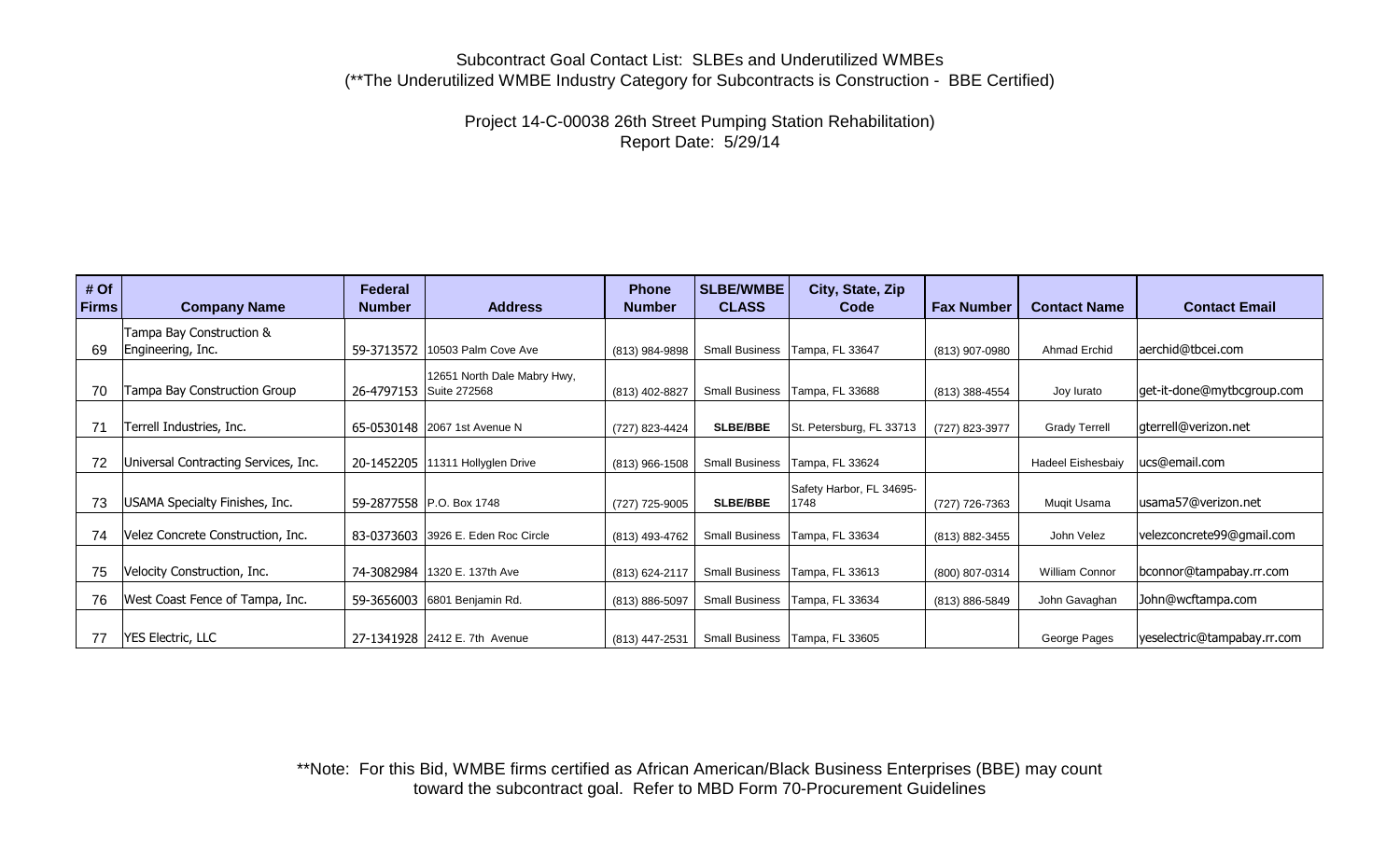Subcontract Goal Contact List: SLBEs and Underutilized WMBEs
(**The Underutilized WMBE Industry Category for Subcontracts is Construction - BBE Certified)

Project 14-C-00038 26th Street Pumping Station Rehabilitation)
Report Date: 5/29/14

| # Of Firms | Company Name | Federal Number | Address | Phone Number | SLBE/WMBE CLASS | City, State, Zip Code | Fax Number | Contact Name | Contact Email |
|---|---|---|---|---|---|---|---|---|---|
| 69 | Tampa Bay Construction & Engineering, Inc. | 59-3713572 | 10503 Palm Cove Ave | (813) 984-9898 | Small Business | Tampa, FL 33647 | (813) 907-0980 | Ahmad Erchid | aerchid@tbcei.com |
| 70 | Tampa Bay Construction Group | 26-4797153 | 12651 North Dale Mabry Hwy, Suite 272568 | (813) 402-8827 | Small Business | Tampa, FL 33688 | (813) 388-4554 | Joy Iurato | get-it-done@mytbcgroup.com |
| 71 | Terrell Industries, Inc. | 65-0530148 | 2067 1st Avenue N | (727) 823-4424 | **SLBE/BBE** | St. Petersburg, FL 33713 | (727) 823-3977 | Grady Terrell | gterrell@verizon.net |
| 72 | Universal Contracting Services, Inc. | 20-1452205 | 11311 Hollyglen Drive | (813) 966-1508 | Small Business | Tampa, FL 33624 | | Hadeel Eishesbaiy | ucs@email.com |
| 73 | USAMA Specialty Finishes, Inc. | 59-2877558 | P.O. Box 1748 | (727) 725-9005 | **SLBE/BBE** | Safety Harbor, FL 34695-1748 | (727) 726-7363 | Muqit Usama | usama57@verizon.net |
| 74 | Velez Concrete Construction, Inc. | 83-0373603 | 3926 E. Eden Roc Circle | (813) 493-4762 | Small Business | Tampa, FL 33634 | (813) 882-3455 | John Velez | velezconcrete99@gmail.com |
| 75 | Velocity Construction, Inc. | 74-3082984 | 1320 E. 137th Ave | (813) 624-2117 | Small Business | Tampa, FL 33613 | (800) 807-0314 | William Connor | bconnor@tampabay.rr.com |
| 76 | West Coast Fence of Tampa, Inc. | 59-3656003 | 6801 Benjamin Rd. | (813) 886-5097 | Small Business | Tampa, FL 33634 | (813) 886-5849 | John Gavaghan | John@wcftampa.com |
| 77 | YES Electric, LLC | 27-1341928 | 2412 E. 7th Avenue | (813) 447-2531 | Small Business | Tampa, FL 33605 | | George Pages | yeselectric@tampabay.rr.com |

**Note: For this Bid, WMBE firms certified as African American/Black Business Enterprises (BBE) may count toward the subcontract goal. Refer to MBD Form 70-Procurement Guidelines